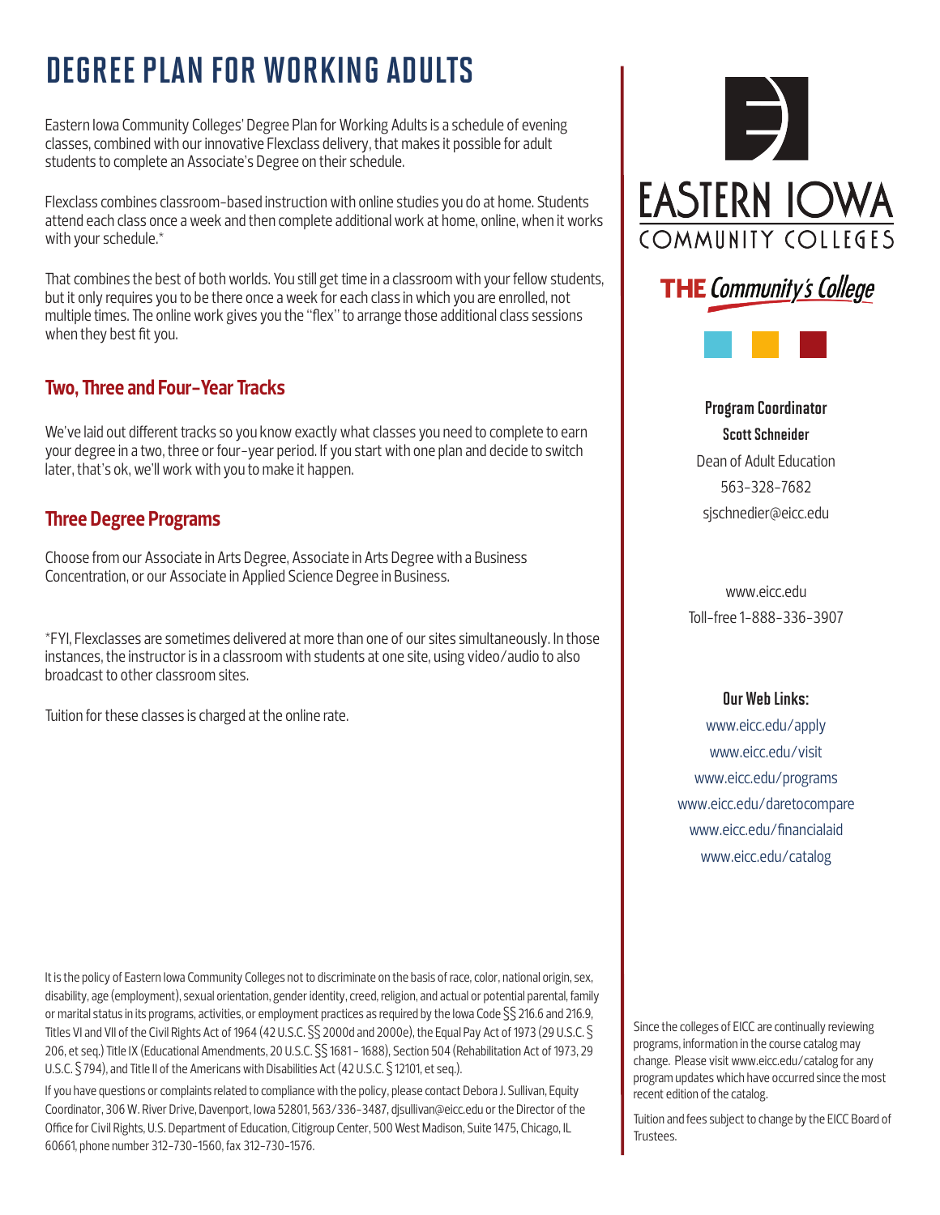# DEGREE PLAN FOR WORKING ADULTS

Eastern Iowa Community Colleges' Degree Plan for Working Adults is a schedule of evening classes, combined with our innovative Flexclass delivery, that makes it possible for adult students to complete an Associate's Degree on their schedule.

Flexclass combines classroom-based instruction with online studies you do at home. Students attend each class once a week and then complete additional work at home, online, when it works with your schedule.*

That combines the best of both worlds. You still get time in a classroom with your fellow students, but it only requires you to be there once a week for each class in which you are enrolled, not multiple times. The online work gives you the "flex" to arrange those additional class sessions when they best fit you.

## Two, Three and Four-Year Tracks

We've laid out different tracks so you know exactly what classes you need to complete to earn your degree in a two, three or four-year period. If you start with one plan and decide to switch later, that's ok, we'll work with you to make it happen.

## Three Degree Programs

Choose from our Associate in Arts Degree, Associate in Arts Degree with a Business Concentration, or our Associate in Applied Science Degree in Business.

*FYI, Flexclasses are sometimes delivered at more than one of our sites simultaneously. In those instances, the instructor is in a classroom with students at one site, using video/audio to also broadcast to other classroom sites.

Tuition for these classes is charged at the online rate.

It is the policy of Eastern Iowa Community Colleges not to discriminate on the basis of race, color, national origin, sex, disability, age (employment), sexual orientation, gender identity, creed, religion, and actual or potential parental, family or marital status in its programs, activities, or employment practices as required by the Iowa Code §§ 216.6 and 216.9, Titles VI and VII of the Civil Rights Act of 1964 (42 U.S.C. §§ 2000d and 2000e), the Equal Pay Act of 1973 (29 U.S.C. § 206, et seq.) Title IX (Educational Amendments, 20 U.S.C. §§ 1681 – 1688), Section 504 (Rehabilitation Act of 1973, 29 U.S.C. § 794), and Title II of the Americans with Disabilities Act (42 U.S.C. § 12101, et seq.).

If you have questions or complaints related to compliance with the policy, please contact Debora J. Sullivan, Equity Coordinator, 306 W. River Drive, Davenport, Iowa 52801, 563/336-3487, djsullivan@eicc.edu or the Director of the Office for Civil Rights, U.S. Department of Education, Citigroup Center, 500 West Madison, Suite 1475, Chicago, IL 60661, phone number 312-730-1560, fax 312-730-1576.

EASTERN IOWA COMMUNITY COLLEGES

THE *Community's College*

**Program Coordinator**
**Scott Schneider**
Dean of Adult Education
563-328-7682
sjschnedier@eicc.edu

www.eicc.edu
Toll-free 1-888-336-3907

**Our Web Links:**

www.eicc.edu/apply
www.eicc.edu/visit
www.eicc.edu/programs
www.eicc.edu/daretocompare
www.eicc.edu/financialaid
www.eicc.edu/catalog

Since the colleges of EICC are continually reviewing programs, information in the course catalog may change. Please visit www.eicc.edu/catalog for any program updates which have occurred since the most recent edition of the catalog.

Tuition and fees subject to change by the EICC Board of Trustees.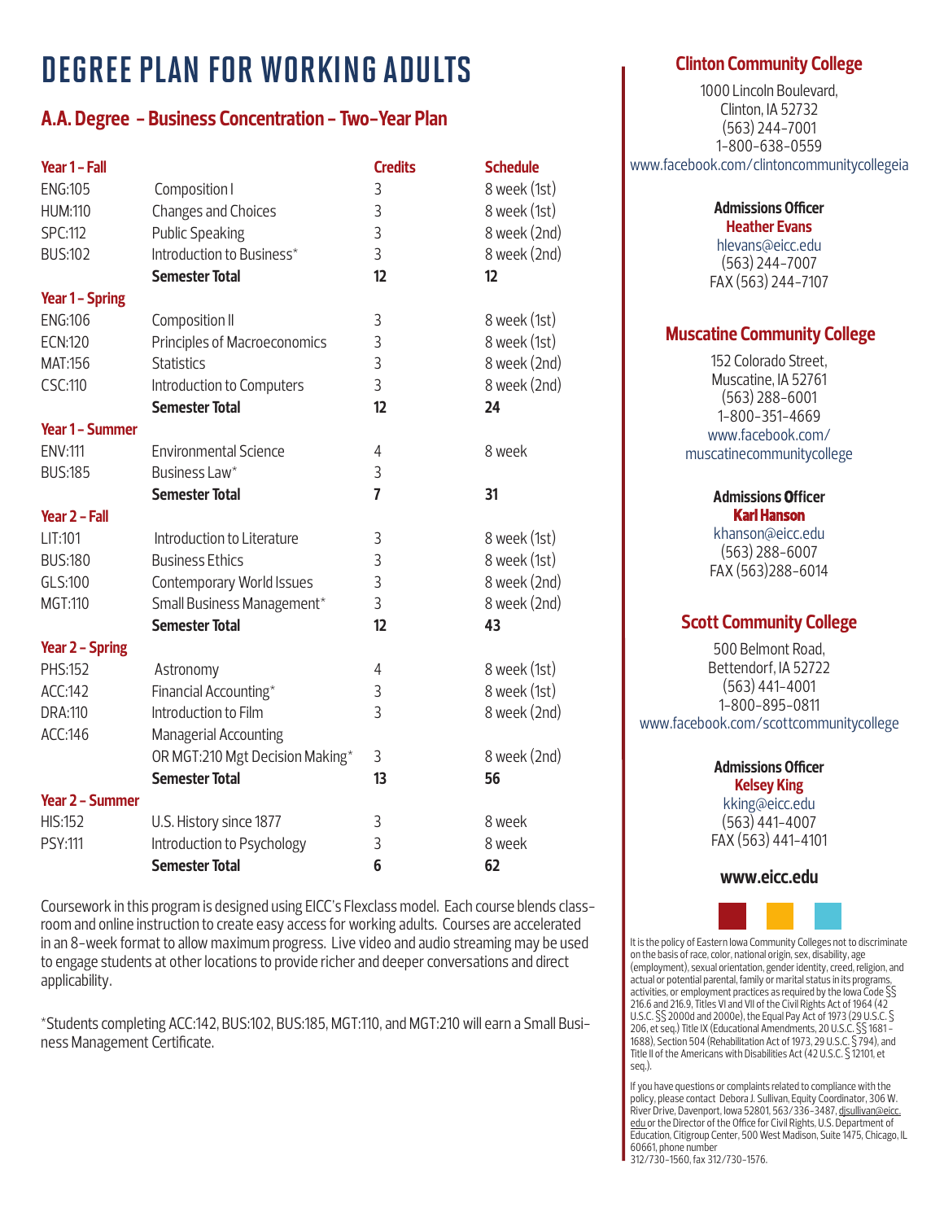# DEGREE PLAN FOR WORKING ADULTS

## A.A. Degree – Business Concentration – Two-Year Plan

| Year 1 – Fall | | Credits | Schedule |
|---|---|---|---|
| ENG:105 | Composition I | 3 | 8 week (1st) |
| HUM:110 | Changes and Choices | 3 | 8 week (1st) |
| SPC:112 | Public Speaking | 3 | 8 week (2nd) |
| BUS:102 | Introduction to Business* | 3 | 8 week (2nd) |
| | **Semester Total** | **12** | **12** |
| **Year 1 – Spring** | | | |
| ENG:106 | Composition II | 3 | 8 week (1st) |
| ECN:120 | Principles of Macroeconomics | 3 | 8 week (1st) |
| MAT:156 | Statistics | 3 | 8 week (2nd) |
| CSC:110 | Introduction to Computers | 3 | 8 week (2nd) |
| | **Semester Total** | **12** | **24** |
| **Year 1 – Summer** | | | |
| ENV:111 | Environmental Science | 4 | 8 week |
| BUS:185 | Business Law* | 3 | |
| | **Semester Total** | **7** | **31** |
| **Year 2 – Fall** | | | |
| LIT:101 | Introduction to Literature | 3 | 8 week (1st) |
| BUS:180 | Business Ethics | 3 | 8 week (1st) |
| GLS:100 | Contemporary World Issues | 3 | 8 week (2nd) |
| MGT:110 | Small Business Management* | 3 | 8 week (2nd) |
| | **Semester Total** | **12** | **43** |
| **Year 2 – Spring** | | | |
| PHS:152 | Astronomy | 4 | 8 week (1st) |
| ACC:142 | Financial Accounting* | 3 | 8 week (1st) |
| DRA:110 | Introduction to Film | 3 | 8 week (2nd) |
| ACC:146 | Managerial Accounting OR MGT:210 Mgt Decision Making* | 3 | 8 week (2nd) |
| | **Semester Total** | **13** | **56** |
| **Year 2 – Summer** | | | |
| HIS:152 | U.S. History since 1877 | 3 | 8 week |
| PSY:111 | Introduction to Psychology | 3 | 8 week |
| | **Semester Total** | **6** | **62** |

Coursework in this program is designed using EICC's Flexclass model. Each course blends classroom and online instruction to create easy access for working adults. Courses are accelerated in an 8-week format to allow maximum progress. Live video and audio streaming may be used to engage students at other locations to provide richer and deeper conversations and direct applicability.

*Students completing ACC:142, BUS:102, BUS:185, MGT:110, and MGT:210 will earn a Small Business Management Certificate.

### Clinton Community College

1000 Lincoln Boulevard,
Clinton, IA 52732
(563) 244-7001
1-800-638-0559
www.facebook.com/clintoncommunitycollegeia

**Admissions Officer**
**Heather Evans**
hlevans@eicc.edu
(563) 244-7007
FAX (563) 244-7107

### Muscatine Community College

152 Colorado Street,
Muscatine, IA 52761
(563) 288-6001
1-800-351-4669
www.facebook.com/muscatinecommunitycollege

**Admissions Officer**
**Karl Hanson**
khanson@eicc.edu
(563) 288-6007
FAX (563)288-6014

### Scott Community College

500 Belmont Road,
Bettendorf, IA 52722
(563) 441-4001
1-800-895-0811
www.facebook.com/scottcommunitycollege

**Admissions Officer**
**Kelsey King**
kking@eicc.edu
(563) 441-4007
FAX (563) 441-4101

**www.eicc.edu**

It is the policy of Eastern Iowa Community Colleges not to discriminate on the basis of race, color, national origin, sex, disability, age (employment), sexual orientation, gender identity, creed, religion, and actual or potential parental, family or marital status in its programs, activities, or employment practices as required by the Iowa Code §§ 216.6 and 216.9, Titles VI and VII of the Civil Rights Act of 1964 (42 U.S.C. §§ 2000d and 2000e), the Equal Pay Act of 1973 (29 U.S.C. § 206, et seq.) Title IX (Educational Amendments, 20 U.S.C. §§ 1681 – 1688), Section 504 (Rehabilitation Act of 1973, 29 U.S.C. § 794), and Title II of the Americans with Disabilities Act (42 U.S.C. § 12101, et seq.).

If you have questions or complaints related to compliance with the policy, please contact Debora J. Sullivan, Equity Coordinator, 306 W. River Drive, Davenport, Iowa 52801, 563/336-3487, djsullivan@eicc.edu or the Director of the Office for Civil Rights, U.S. Department of Education, Citigroup Center, 500 West Madison, Suite 1475, Chicago, IL 60661, phone number 312/730-1560, fax 312/730-1576.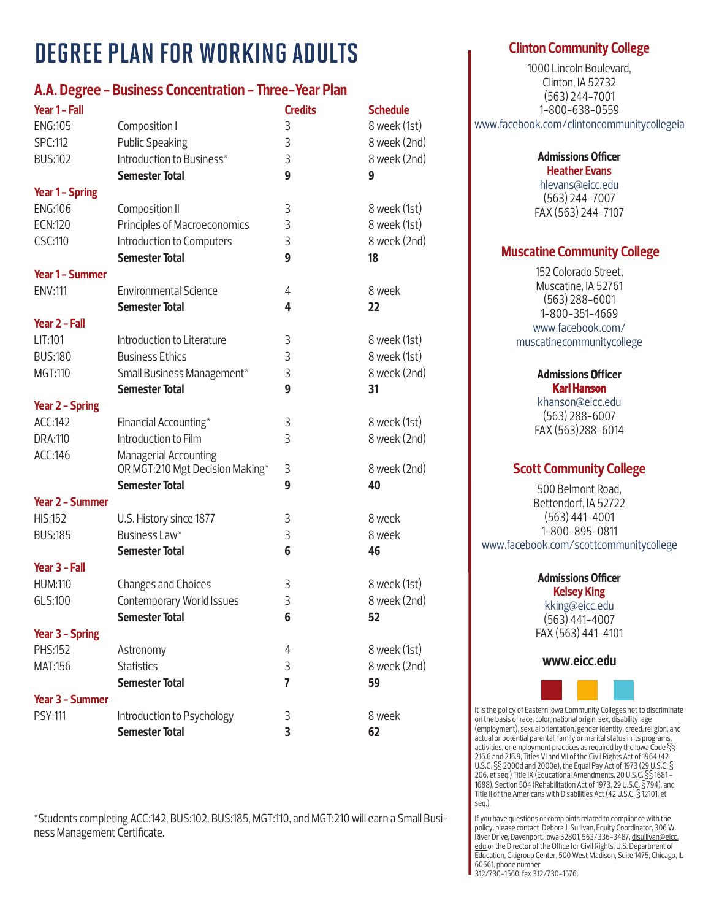# DEGREE PLAN FOR WORKING ADULTS

## A.A. Degree – Business Concentration – Three-Year Plan

| | | Credits | Schedule |
|---|---|---|---|
| **Year 1 – Fall** | | | |
| ENG:105 | Composition I | 3 | 8 week (1st) |
| SPC:112 | Public Speaking | 3 | 8 week (2nd) |
| BUS:102 | Introduction to Business* | 3 | 8 week (2nd) |
| | **Semester Total** | **9** | **9** |
| **Year 1 – Spring** | | | |
| ENG:106 | Composition II | 3 | 8 week (1st) |
| ECN:120 | Principles of Macroeconomics | 3 | 8 week (1st) |
| CSC:110 | Introduction to Computers | 3 | 8 week (2nd) |
| | **Semester Total** | **9** | **18** |
| **Year 1 – Summer** | | | |
| ENV:111 | Environmental Science | 4 | 8 week |
| | **Semester Total** | **4** | **22** |
| **Year 2 – Fall** | | | |
| LIT:101 | Introduction to Literature | 3 | 8 week (1st) |
| BUS:180 | Business Ethics | 3 | 8 week (1st) |
| MGT:110 | Small Business Management* | 3 | 8 week (2nd) |
| | **Semester Total** | **9** | **31** |
| **Year 2 – Spring** | | | |
| ACC:142 | Financial Accounting* | 3 | 8 week (1st) |
| DRA:110 | Introduction to Film | 3 | 8 week (2nd) |
| ACC:146 | Managerial Accounting OR MGT:210 Mgt Decision Making* | 3 | 8 week (2nd) |
| | **Semester Total** | **9** | **40** |
| **Year 2 – Summer** | | | |
| HIS:152 | U.S. History since 1877 | 3 | 8 week |
| BUS:185 | Business Law* | 3 | 8 week |
| | **Semester Total** | **6** | **46** |
| **Year 3 – Fall** | | | |
| HUM:110 | Changes and Choices | 3 | 8 week (1st) |
| GLS:100 | Contemporary World Issues | 3 | 8 week (2nd) |
| | **Semester Total** | **6** | **52** |
| **Year 3 – Spring** | | | |
| PHS:152 | Astronomy | 4 | 8 week (1st) |
| MAT:156 | Statistics | 3 | 8 week (2nd) |
| | **Semester Total** | **7** | **59** |
| **Year 3 – Summer** | | | |
| PSY:111 | Introduction to Psychology | 3 | 8 week |
| | **Semester Total** | **3** | **62** |

*Students completing ACC:142, BUS:102, BUS:185, MGT:110, and MGT:210 will earn a Small Business Management Certificate.

### Clinton Community College

1000 Lincoln Boulevard,
Clinton, IA 52732
(563) 244-7001
1-800-638-0559
www.facebook.com/clintoncommunitycollegeia

**Admissions Officer**
**Heather Evans**
hlevans@eicc.edu
(563) 244-7007
FAX (563) 244-7107

### Muscatine Community College

152 Colorado Street,
Muscatine, IA 52761
(563) 288-6001
1-800-351-4669
www.facebook.com/muscatinecommunitycollege

**Admissions Officer**
**Karl Hanson**
khanson@eicc.edu
(563) 288-6007
FAX (563)288-6014

### Scott Community College

500 Belmont Road,
Bettendorf, IA 52722
(563) 441-4001
1-800-895-0811
www.facebook.com/scottcommunitycollege

**Admissions Officer**
**Kelsey King**
kking@eicc.edu
(563) 441-4007
FAX (563) 441-4101

**www.eicc.edu**

It is the policy of Eastern Iowa Community Colleges not to discriminate on the basis of race, color, national origin, sex, disability, age (employment), sexual orientation, gender identity, creed, religion, and actual or potential parental, family or marital status in its programs, activities, or employment practices as required by the Iowa Code §§ 216.6 and 216.9, Titles VI and VII of the Civil Rights Act of 1964 (42 U.S.C. §§ 2000d and 2000e), the Equal Pay Act of 1973 (29 U.S.C. § 206, et seq.) Title IX (Educational Amendments, 20 U.S.C. §§ 1681 – 1688), Section 504 (Rehabilitation Act of 1973, 29 U.S.C. § 794), and Title II of the Americans with Disabilities Act (42 U.S.C. § 12101, et seq.).

If you have questions or complaints related to compliance with the policy, please contact Debora J. Sullivan, Equity Coordinator, 306 W. River Drive, Davenport, Iowa 52801, 563/336-3487, djsullivan@eicc.edu or the Director of the Office for Civil Rights, U.S. Department of Education, Citigroup Center, 500 West Madison, Suite 1475, Chicago, IL 60661, phone number 312/730-1560, fax 312/730-1576.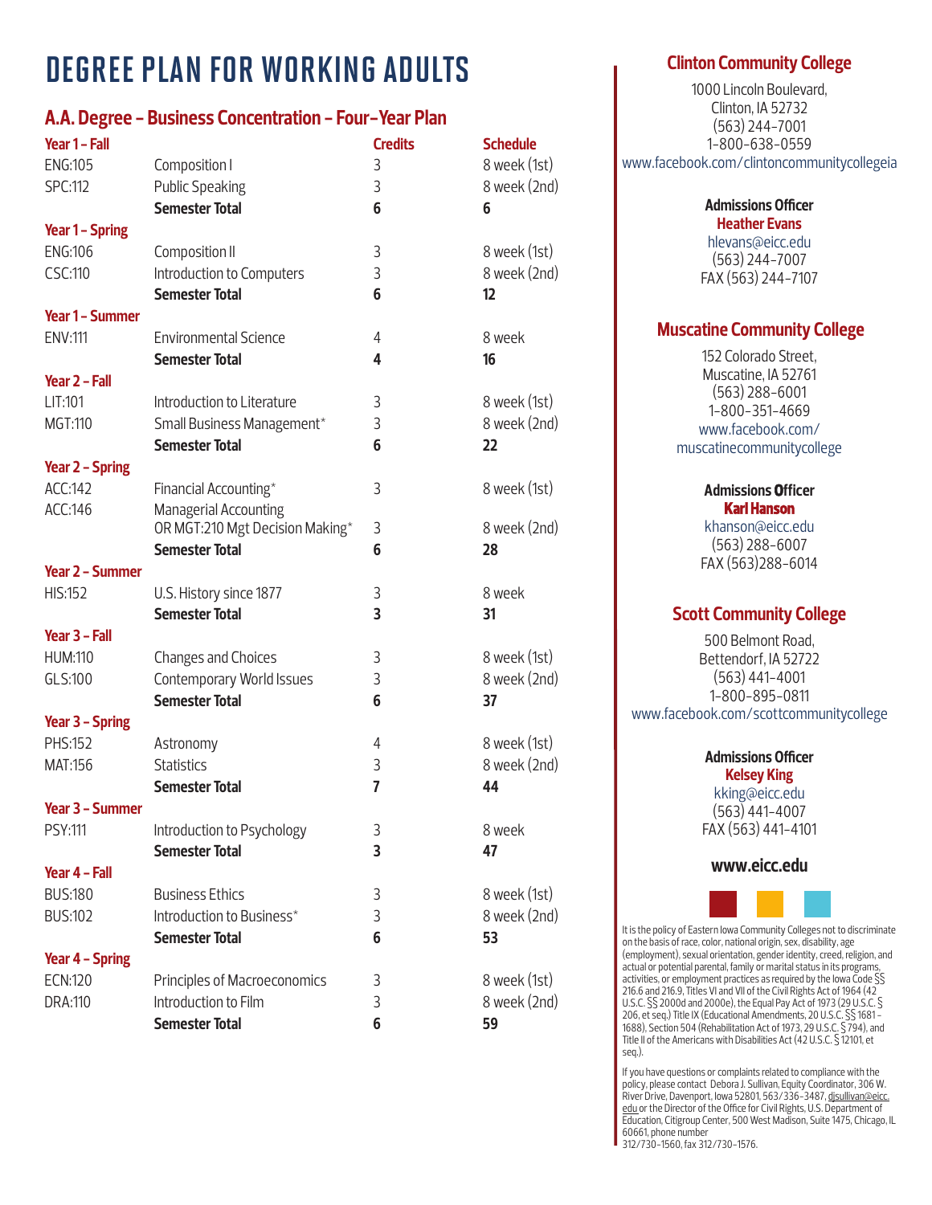# DEGREE PLAN FOR WORKING ADULTS

## A.A. Degree – Business Concentration – Four-Year Plan

| | | Credits | Schedule |
|---|---|---|---|
| **Year 1 – Fall** | | | |
| ENG:105 | Composition I | 3 | 8 week (1st) |
| SPC:112 | Public Speaking | 3 | 8 week (2nd) |
| | **Semester Total** | **6** | **6** |
| **Year 1 – Spring** | | | |
| ENG:106 | Composition II | 3 | 8 week (1st) |
| CSC:110 | Introduction to Computers | 3 | 8 week (2nd) |
| | **Semester Total** | **6** | **12** |
| **Year 1 – Summer** | | | |
| ENV:111 | Environmental Science | 4 | 8 week |
| | **Semester Total** | **4** | **16** |
| **Year 2 – Fall** | | | |
| LIT:101 | Introduction to Literature | 3 | 8 week (1st) |
| MGT:110 | Small Business Management* | 3 | 8 week (2nd) |
| | **Semester Total** | **6** | **22** |
| **Year 2 – Spring** | | | |
| ACC:142 | Financial Accounting* | 3 | 8 week (1st) |
| ACC:146 | Managerial Accounting OR MGT:210 Mgt Decision Making* | 3 | 8 week (2nd) |
| | **Semester Total** | **6** | **28** |
| **Year 2 – Summer** | | | |
| HIS:152 | U.S. History since 1877 | 3 | 8 week |
| | **Semester Total** | **3** | **31** |
| **Year 3 – Fall** | | | |
| HUM:110 | Changes and Choices | 3 | 8 week (1st) |
| GLS:100 | Contemporary World Issues | 3 | 8 week (2nd) |
| | **Semester Total** | **6** | **37** |
| **Year 3 – Spring** | | | |
| PHS:152 | Astronomy | 4 | 8 week (1st) |
| MAT:156 | Statistics | 3 | 8 week (2nd) |
| | **Semester Total** | **7** | **44** |
| **Year 3 – Summer** | | | |
| PSY:111 | Introduction to Psychology | 3 | 8 week |
| | **Semester Total** | **3** | **47** |
| **Year 4 – Fall** | | | |
| BUS:180 | Business Ethics | 3 | 8 week (1st) |
| BUS:102 | Introduction to Business* | 3 | 8 week (2nd) |
| | **Semester Total** | **6** | **53** |
| **Year 4 – Spring** | | | |
| ECN:120 | Principles of Macroeconomics | 3 | 8 week (1st) |
| DRA:110 | Introduction to Film | 3 | 8 week (2nd) |
| | **Semester Total** | **6** | **59** |

### Clinton Community College

1000 Lincoln Boulevard,
Clinton, IA 52732
(563) 244-7001
1-800-638-0559
www.facebook.com/clintoncommunitycollegeia

**Admissions Officer**
**Heather Evans**
hlevans@eicc.edu
(563) 244-7007
FAX (563) 244-7107

### Muscatine Community College

152 Colorado Street,
Muscatine, IA 52761
(563) 288-6001
1-800-351-4669
www.facebook.com/muscatinecommunitycollege

**Admissions Officer**
**Karl Hanson**
khanson@eicc.edu
(563) 288-6007
FAX (563)288-6014

### Scott Community College

500 Belmont Road,
Bettendorf, IA 52722
(563) 441-4001
1-800-895-0811
www.facebook.com/scottcommunitycollege

**Admissions Officer**
**Kelsey King**
kking@eicc.edu
(563) 441-4007
FAX (563) 441-4101

**www.eicc.edu**

It is the policy of Eastern Iowa Community Colleges not to discriminate on the basis of race, color, national origin, sex, disability, age (employment), sexual orientation, gender identity, creed, religion, and actual or potential parental, family or marital status in its programs, activities, or employment practices as required by the Iowa Code §§ 216.6 and 216.9, Titles VI and VII of the Civil Rights Act of 1964 (42 U.S.C. §§ 2000d and 2000e), the Equal Pay Act of 1973 (29 U.S.C. § 206, et seq.) Title IX (Educational Amendments, 20 U.S.C. §§ 1681 – 1688), Section 504 (Rehabilitation Act of 1973, 29 U.S.C. § 794), and Title II of the Americans with Disabilities Act (42 U.S.C. § 12101, et seq.).

If you have questions or complaints related to compliance with the policy, please contact Debora J. Sullivan, Equity Coordinator, 306 W. River Drive, Davenport, Iowa 52801, 563/336-3487, djsullivan@eicc.edu or the Director of the Office for Civil Rights, U.S. Department of Education, Citigroup Center, 500 West Madison, Suite 1475, Chicago, IL 60661, phone number 312/730-1560, fax 312/730-1576.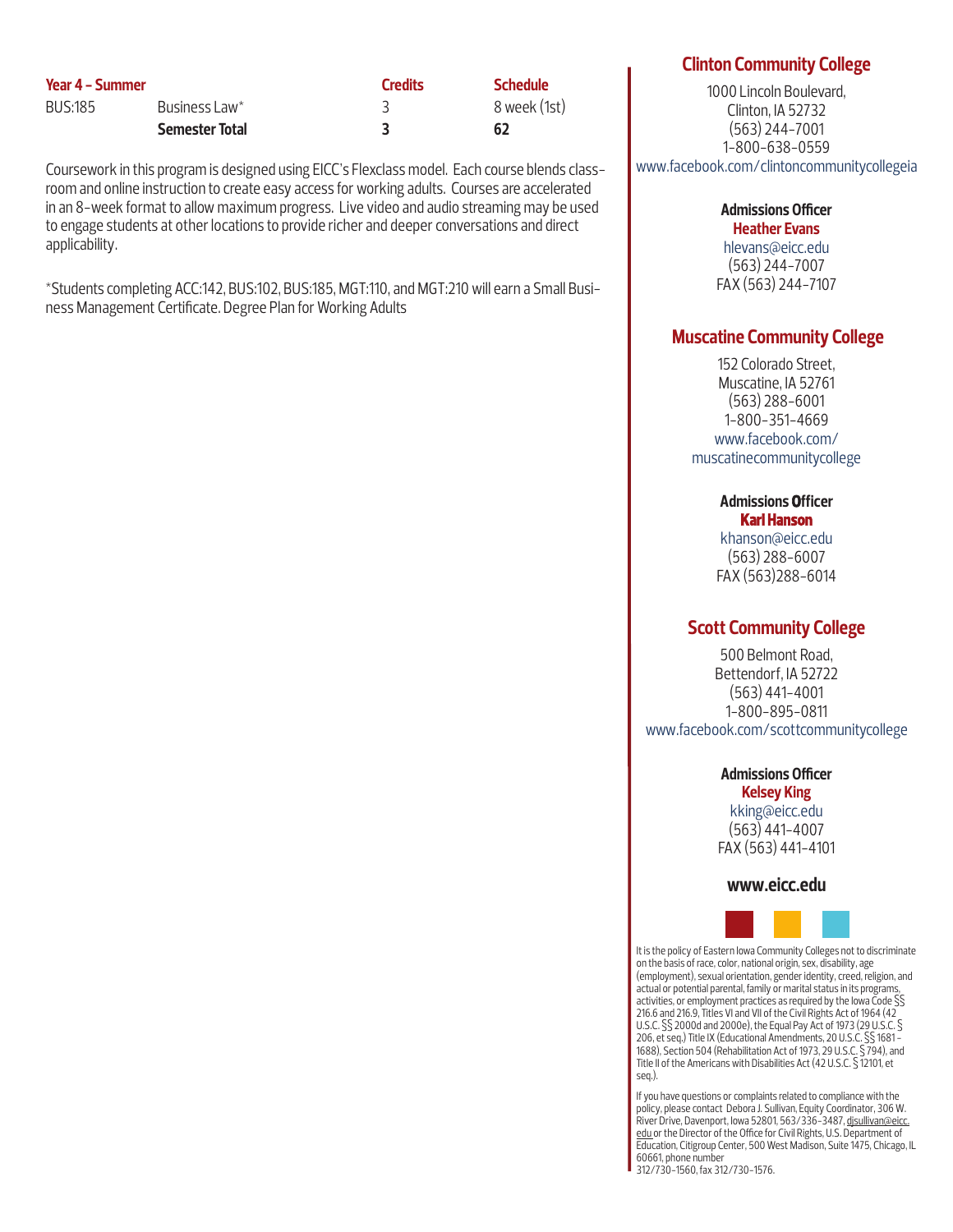| Year 4 – Summer | | Credits | Schedule |
|---|---|---|---|
| BUS:185 | Business Law* | 3 | 8 week (1st) |
| | **Semester Total** | **3** | **62** |

Coursework in this program is designed using EICC's Flexclass model. Each course blends classroom and online instruction to create easy access for working adults. Courses are accelerated in an 8-week format to allow maximum progress. Live video and audio streaming may be used to engage students at other locations to provide richer and deeper conversations and direct applicability.

*Students completing ACC:142, BUS:102, BUS:185, MGT:110, and MGT:210 will earn a Small Business Management Certificate. Degree Plan for Working Adults

## Clinton Community College

1000 Lincoln Boulevard,
Clinton, IA 52732
(563) 244-7001
1-800-638-0559
www.facebook.com/clintoncommunitycollegeia

**Admissions Officer**
**Heather Evans**
hlevans@eicc.edu
(563) 244-7007
FAX (563) 244-7107

## Muscatine Community College

152 Colorado Street,
Muscatine, IA 52761
(563) 288-6001
1-800-351-4669
www.facebook.com/muscatinecommunitycollege

**Admissions Officer**
**Karl Hanson**
khanson@eicc.edu
(563) 288-6007
FAX (563)288-6014

## Scott Community College

500 Belmont Road,
Bettendorf, IA 52722
(563) 441-4001
1-800-895-0811
www.facebook.com/scottcommunitycollege

**Admissions Officer**
**Kelsey King**
kking@eicc.edu
(563) 441-4007
FAX (563) 441-4101

**www.eicc.edu**

It is the policy of Eastern Iowa Community Colleges not to discriminate on the basis of race, color, national origin, sex, disability, age (employment), sexual orientation, gender identity, creed, religion, and actual or potential parental, family or marital status in its programs, activities, or employment practices as required by the Iowa Code §§ 216.6 and 216.9, Titles VI and VII of the Civil Rights Act of 1964 (42 U.S.C. §§ 2000d and 2000e), the Equal Pay Act of 1973 (29 U.S.C. § 206, et seq.) Title IX (Educational Amendments, 20 U.S.C. §§ 1681 - 1688), Section 504 (Rehabilitation Act of 1973, 29 U.S.C. § 794), and Title II of the Americans with Disabilities Act (42 U.S.C. § 12101, et seq.).

If you have questions or complaints related to compliance with the policy, please contact Debora J. Sullivan, Equity Coordinator, 306 W. River Drive, Davenport, Iowa 52801, 563/336-3487, djsullivan@eicc.edu or the Director of the Office for Civil Rights, U.S. Department of Education, Citigroup Center, 500 West Madison, Suite 1475, Chicago, IL 60661, phone number 312/730-1560, fax 312/730-1576.